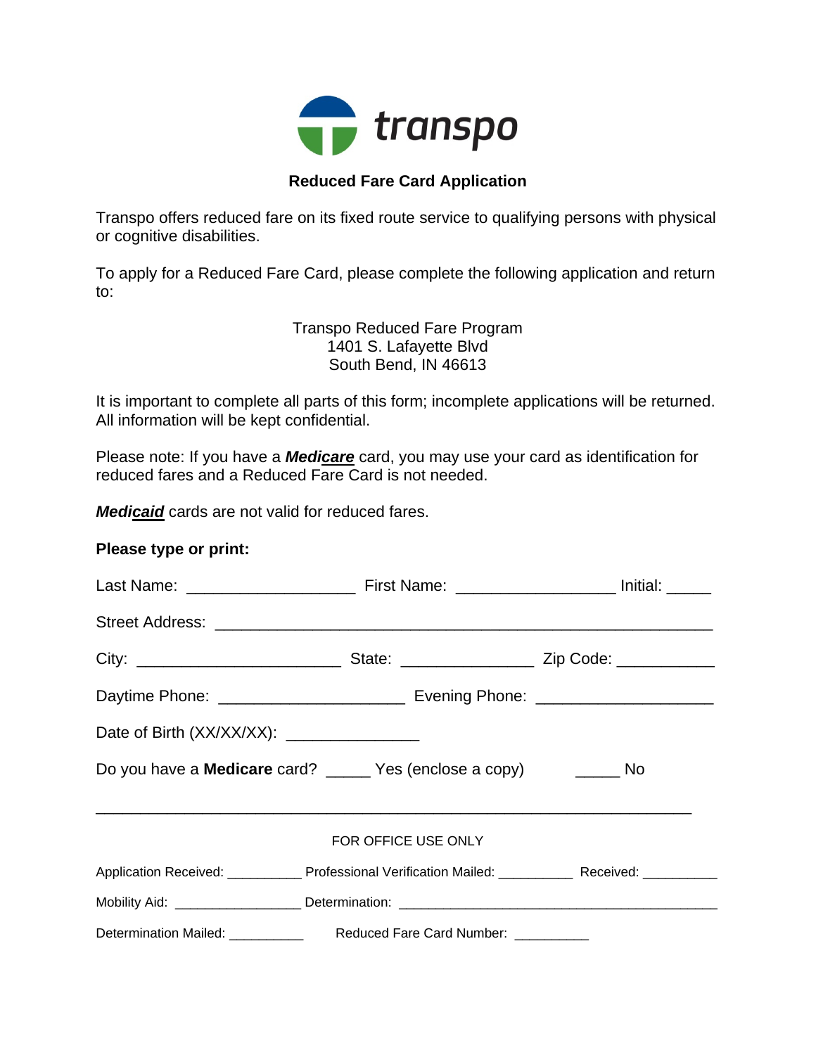transpo

## Reduced Fare Card Application

Transpo offers reduced fare on its fixed route service to qualifying persons with physical or cognitive disabilities.

To apply for a Reduced Fare Card, please complete the following application and return to:

Transpo Reduced Fare Program
1401 S. Lafayette Blvd
South Bend, IN 46613

It is important to complete all parts of this form; incomplete applications will be returned. All information will be kept confidential.

Please note: If you have a ***Medicare*** card, you may use your card as identification for reduced fares and a Reduced Fare Card is not needed.

***Medicaid*** cards are not valid for reduced fares.

**Please type or print:**

Last Name: ___________________ First Name: __________________ Initial: _____

Street Address: _________________________________________________________

City: _______________________ State: _______________ Zip Code: ___________

Daytime Phone: _____________________ Evening Phone: ____________________

Date of Birth (XX/XX/XX): _______________

Do you have a **Medicare** card? _____ Yes (enclose a copy) _____ No

---

FOR OFFICE USE ONLY

Application Received: __________ Professional Verification Mailed: __________ Received: __________

Mobility Aid: _________________ Determination: ___________________________________________

Determination Mailed: __________ Reduced Fare Card Number: __________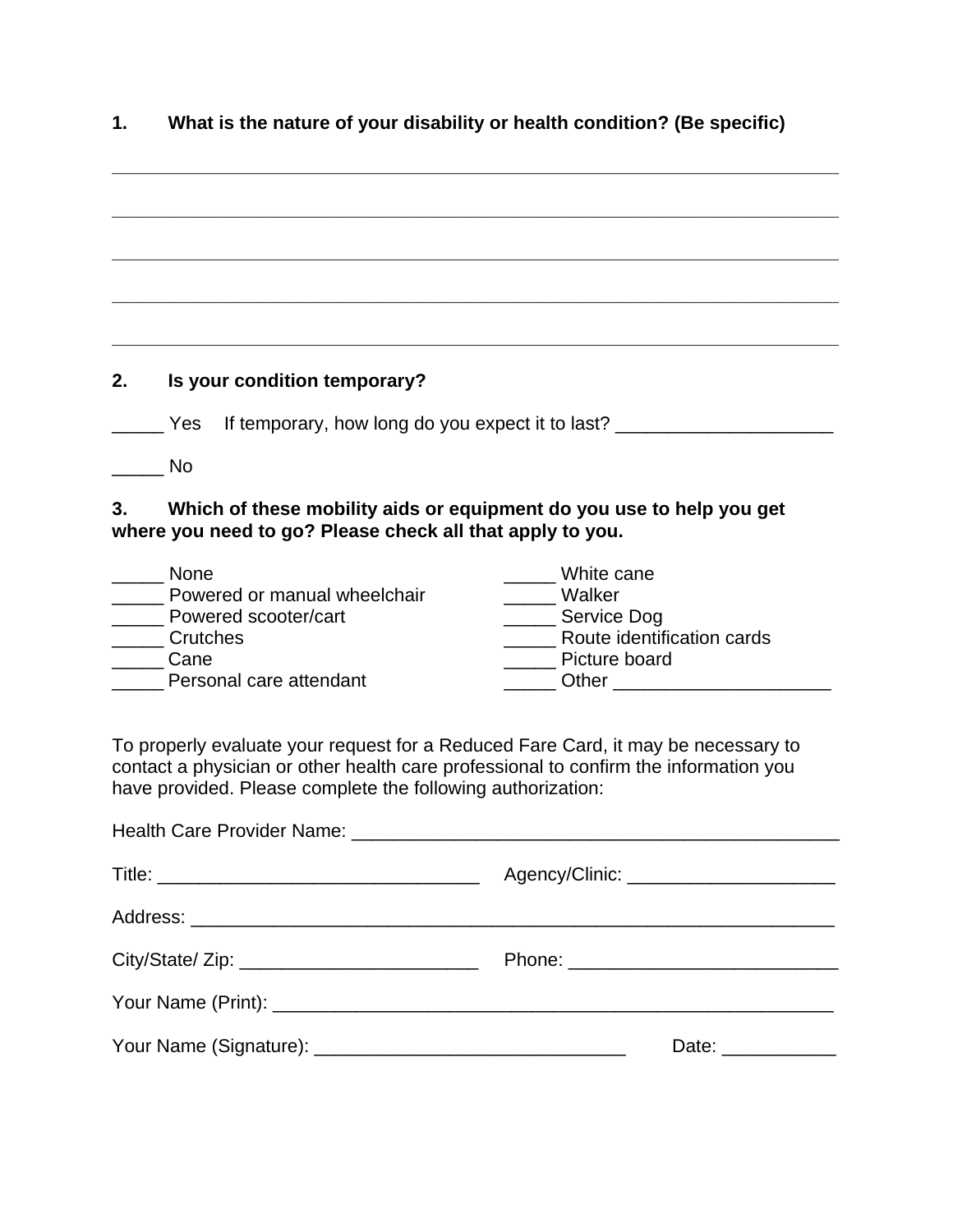**1. What is the nature of your disability or health condition? (Be specific)**

______________________________________________________________________

______________________________________________________________________

______________________________________________________________________

______________________________________________________________________

______________________________________________________________________

**2. Is your condition temporary?**

_____ Yes  If temporary, how long do you expect it to last? _____________________

_____ No

**3. Which of these mobility aids or equipment do you use to help you get where you need to go? Please check all that apply to you.**

_____ None
_____ Powered or manual wheelchair
_____ Powered scooter/cart
_____ Crutches
_____ Cane
_____ Personal care attendant
_____ White cane
_____ Walker
_____ Service Dog
_____ Route identification cards
_____ Picture board
_____ Other _____________________

To properly evaluate your request for a Reduced Fare Card, it may be necessary to contact a physician or other health care professional to confirm the information you have provided. Please complete the following authorization:

Health Care Provider Name: ________________________________________________

Title: _______________________________ Agency/Clinic: ____________________

Address: ____________________________________________________________

City/State/ Zip: _______________________ Phone: __________________________

Your Name (Print): _______________________________________________________

Your Name (Signature): ______________________________ Date: ___________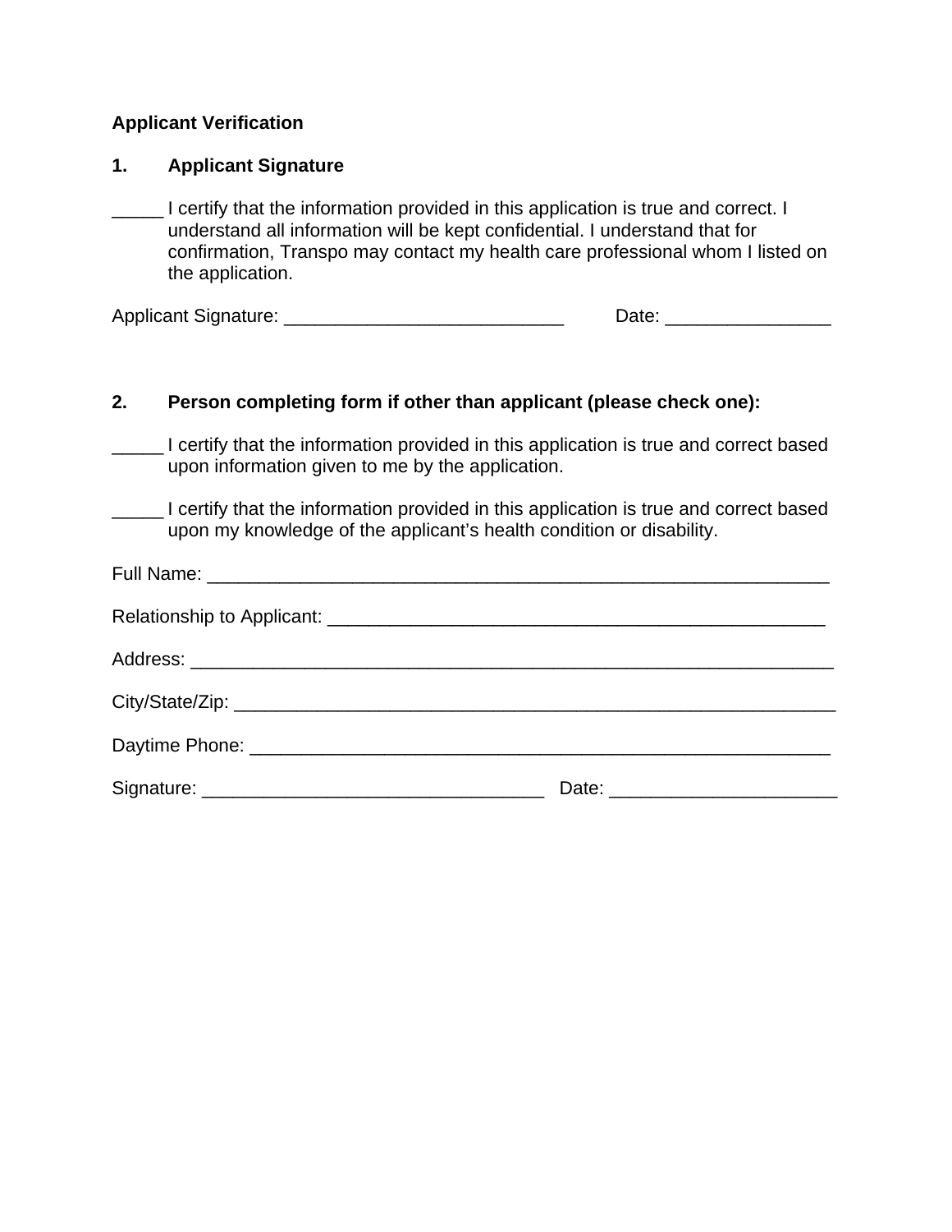**Applicant Verification**

**1. Applicant Signature**

_____ I certify that the information provided in this application is true and correct. I understand all information will be kept confidential. I understand that for confirmation, Transpo may contact my health care professional whom I listed on the application.

Applicant Signature: ___________________________ Date: ________________

**2. Person completing form if other than applicant (please check one):**

_____ I certify that the information provided in this application is true and correct based upon information given to me by the application.

_____ I certify that the information provided in this application is true and correct based upon my knowledge of the applicant's health condition or disability.

Full Name: ____________________________________________________________

Relationship to Applicant: _________________________________________________

Address: ______________________________________________________________

City/State/Zip: _________________________________________________________

Daytime Phone: ________________________________________________________

Signature: _________________________________ Date: _____________________